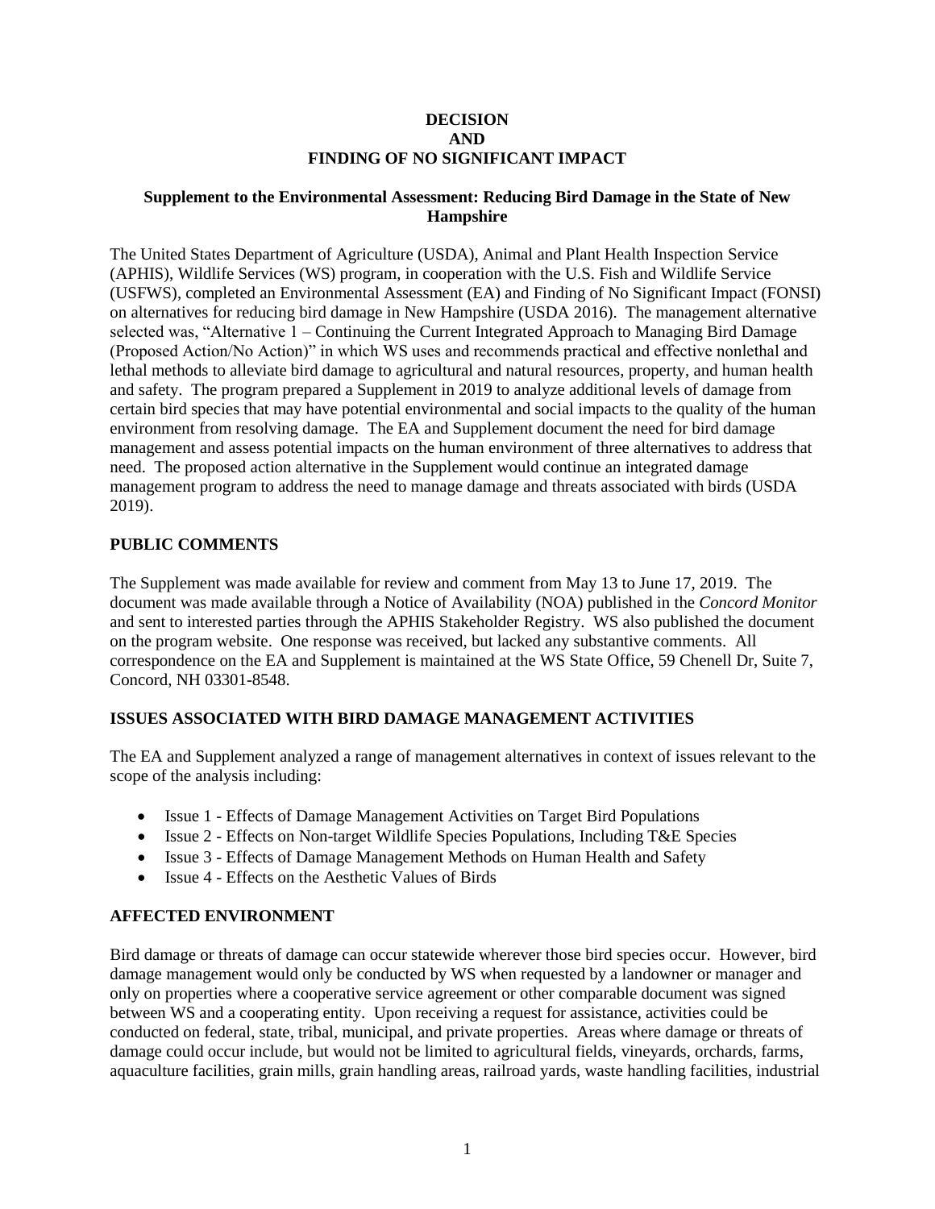# DECISION AND FINDING OF NO SIGNIFICANT IMPACT

## Supplement to the Environmental Assessment: Reducing Bird Damage in the State of New Hampshire

The United States Department of Agriculture (USDA), Animal and Plant Health Inspection Service (APHIS), Wildlife Services (WS) program, in cooperation with the U.S. Fish and Wildlife Service (USFWS), completed an Environmental Assessment (EA) and Finding of No Significant Impact (FONSI) on alternatives for reducing bird damage in New Hampshire (USDA 2016). The management alternative selected was, "Alternative 1 – Continuing the Current Integrated Approach to Managing Bird Damage (Proposed Action/No Action)" in which WS uses and recommends practical and effective nonlethal and lethal methods to alleviate bird damage to agricultural and natural resources, property, and human health and safety. The program prepared a Supplement in 2019 to analyze additional levels of damage from certain bird species that may have potential environmental and social impacts to the quality of the human environment from resolving damage. The EA and Supplement document the need for bird damage management and assess potential impacts on the human environment of three alternatives to address that need. The proposed action alternative in the Supplement would continue an integrated damage management program to address the need to manage damage and threats associated with birds (USDA 2019).

## PUBLIC COMMENTS

The Supplement was made available for review and comment from May 13 to June 17, 2019. The document was made available through a Notice of Availability (NOA) published in the *Concord Monitor* and sent to interested parties through the APHIS Stakeholder Registry. WS also published the document on the program website. One response was received, but lacked any substantive comments. All correspondence on the EA and Supplement is maintained at the WS State Office, 59 Chenell Dr, Suite 7, Concord, NH 03301-8548.

## ISSUES ASSOCIATED WITH BIRD DAMAGE MANAGEMENT ACTIVITIES

The EA and Supplement analyzed a range of management alternatives in context of issues relevant to the scope of the analysis including:

- Issue 1 - Effects of Damage Management Activities on Target Bird Populations
- Issue 2 - Effects on Non-target Wildlife Species Populations, Including T&E Species
- Issue 3 - Effects of Damage Management Methods on Human Health and Safety
- Issue 4 - Effects on the Aesthetic Values of Birds

## AFFECTED ENVIRONMENT

Bird damage or threats of damage can occur statewide wherever those bird species occur. However, bird damage management would only be conducted by WS when requested by a landowner or manager and only on properties where a cooperative service agreement or other comparable document was signed between WS and a cooperating entity. Upon receiving a request for assistance, activities could be conducted on federal, state, tribal, municipal, and private properties. Areas where damage or threats of damage could occur include, but would not be limited to agricultural fields, vineyards, orchards, farms, aquaculture facilities, grain mills, grain handling areas, railroad yards, waste handling facilities, industrial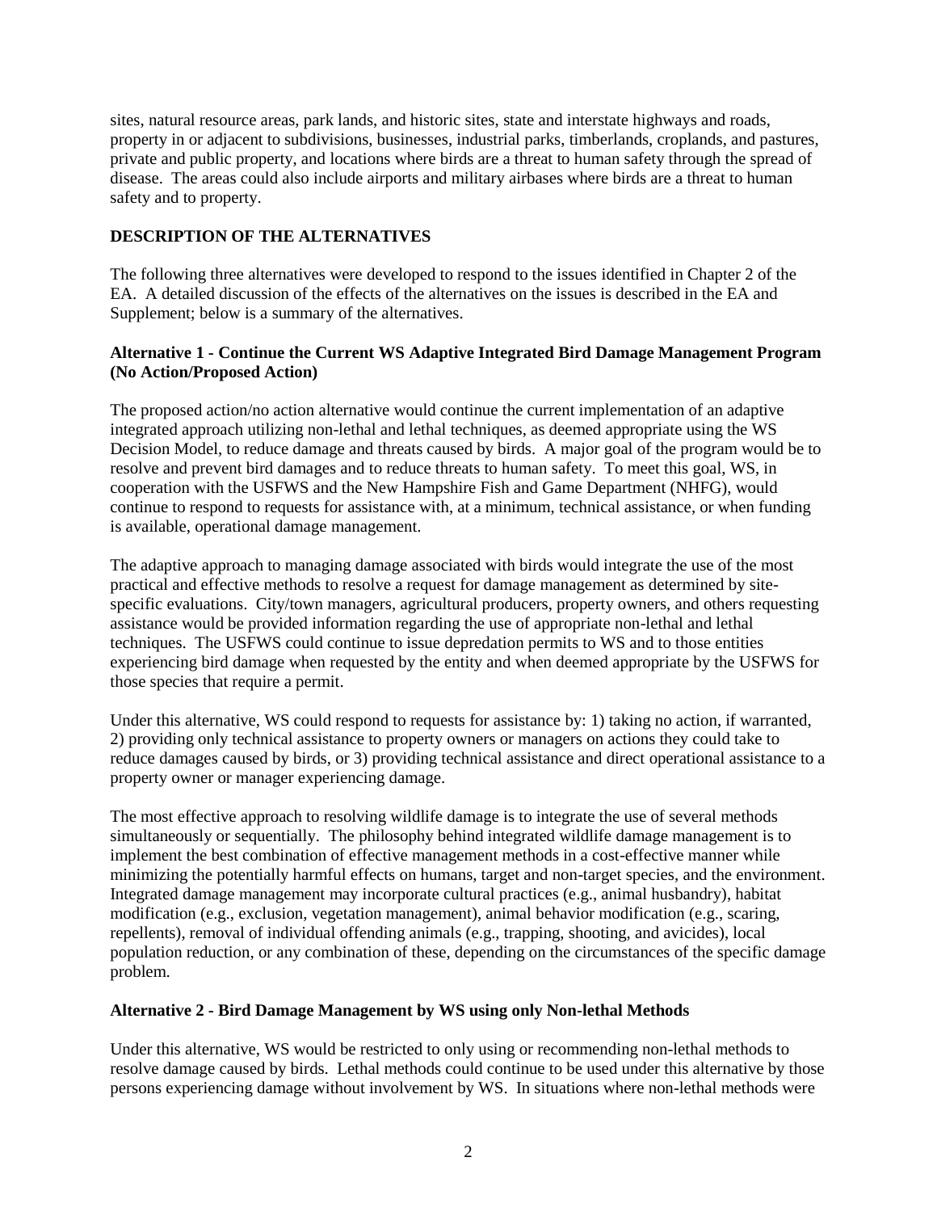sites, natural resource areas, park lands, and historic sites, state and interstate highways and roads, property in or adjacent to subdivisions, businesses, industrial parks, timberlands, croplands, and pastures, private and public property, and locations where birds are a threat to human safety through the spread of disease. The areas could also include airports and military airbases where birds are a threat to human safety and to property.

## DESCRIPTION OF THE ALTERNATIVES

The following three alternatives were developed to respond to the issues identified in Chapter 2 of the EA. A detailed discussion of the effects of the alternatives on the issues is described in the EA and Supplement; below is a summary of the alternatives.

### Alternative 1 - Continue the Current WS Adaptive Integrated Bird Damage Management Program (No Action/Proposed Action)

The proposed action/no action alternative would continue the current implementation of an adaptive integrated approach utilizing non-lethal and lethal techniques, as deemed appropriate using the WS Decision Model, to reduce damage and threats caused by birds. A major goal of the program would be to resolve and prevent bird damages and to reduce threats to human safety. To meet this goal, WS, in cooperation with the USFWS and the New Hampshire Fish and Game Department (NHFG), would continue to respond to requests for assistance with, at a minimum, technical assistance, or when funding is available, operational damage management.

The adaptive approach to managing damage associated with birds would integrate the use of the most practical and effective methods to resolve a request for damage management as determined by site-specific evaluations. City/town managers, agricultural producers, property owners, and others requesting assistance would be provided information regarding the use of appropriate non-lethal and lethal techniques. The USFWS could continue to issue depredation permits to WS and to those entities experiencing bird damage when requested by the entity and when deemed appropriate by the USFWS for those species that require a permit.

Under this alternative, WS could respond to requests for assistance by: 1) taking no action, if warranted, 2) providing only technical assistance to property owners or managers on actions they could take to reduce damages caused by birds, or 3) providing technical assistance and direct operational assistance to a property owner or manager experiencing damage.

The most effective approach to resolving wildlife damage is to integrate the use of several methods simultaneously or sequentially. The philosophy behind integrated wildlife damage management is to implement the best combination of effective management methods in a cost-effective manner while minimizing the potentially harmful effects on humans, target and non-target species, and the environment. Integrated damage management may incorporate cultural practices (e.g., animal husbandry), habitat modification (e.g., exclusion, vegetation management), animal behavior modification (e.g., scaring, repellents), removal of individual offending animals (e.g., trapping, shooting, and avicides), local population reduction, or any combination of these, depending on the circumstances of the specific damage problem.

### Alternative 2 - Bird Damage Management by WS using only Non-lethal Methods

Under this alternative, WS would be restricted to only using or recommending non-lethal methods to resolve damage caused by birds. Lethal methods could continue to be used under this alternative by those persons experiencing damage without involvement by WS. In situations where non-lethal methods were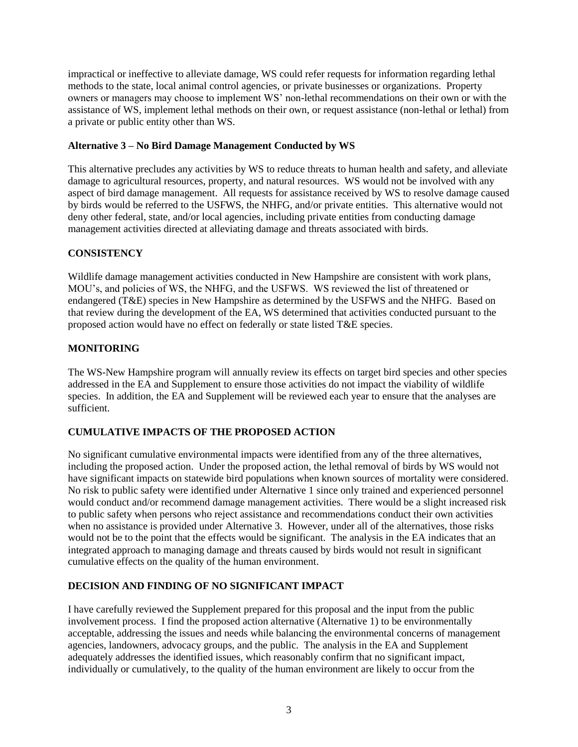impractical or ineffective to alleviate damage, WS could refer requests for information regarding lethal methods to the state, local animal control agencies, or private businesses or organizations. Property owners or managers may choose to implement WS' non-lethal recommendations on their own or with the assistance of WS, implement lethal methods on their own, or request assistance (non-lethal or lethal) from a private or public entity other than WS.

**Alternative 3 – No Bird Damage Management Conducted by WS**

This alternative precludes any activities by WS to reduce threats to human health and safety, and alleviate damage to agricultural resources, property, and natural resources. WS would not be involved with any aspect of bird damage management. All requests for assistance received by WS to resolve damage caused by birds would be referred to the USFWS, the NHFG, and/or private entities. This alternative would not deny other federal, state, and/or local agencies, including private entities from conducting damage management activities directed at alleviating damage and threats associated with birds.

## CONSISTENCY

Wildlife damage management activities conducted in New Hampshire are consistent with work plans, MOU's, and policies of WS, the NHFG, and the USFWS. WS reviewed the list of threatened or endangered (T&E) species in New Hampshire as determined by the USFWS and the NHFG. Based on that review during the development of the EA, WS determined that activities conducted pursuant to the proposed action would have no effect on federally or state listed T&E species.

## MONITORING

The WS-New Hampshire program will annually review its effects on target bird species and other species addressed in the EA and Supplement to ensure those activities do not impact the viability of wildlife species. In addition, the EA and Supplement will be reviewed each year to ensure that the analyses are sufficient.

## CUMULATIVE IMPACTS OF THE PROPOSED ACTION

No significant cumulative environmental impacts were identified from any of the three alternatives, including the proposed action. Under the proposed action, the lethal removal of birds by WS would not have significant impacts on statewide bird populations when known sources of mortality were considered. No risk to public safety were identified under Alternative 1 since only trained and experienced personnel would conduct and/or recommend damage management activities. There would be a slight increased risk to public safety when persons who reject assistance and recommendations conduct their own activities when no assistance is provided under Alternative 3. However, under all of the alternatives, those risks would not be to the point that the effects would be significant. The analysis in the EA indicates that an integrated approach to managing damage and threats caused by birds would not result in significant cumulative effects on the quality of the human environment.

## DECISION AND FINDING OF NO SIGNIFICANT IMPACT

I have carefully reviewed the Supplement prepared for this proposal and the input from the public involvement process. I find the proposed action alternative (Alternative 1) to be environmentally acceptable, addressing the issues and needs while balancing the environmental concerns of management agencies, landowners, advocacy groups, and the public. The analysis in the EA and Supplement adequately addresses the identified issues, which reasonably confirm that no significant impact, individually or cumulatively, to the quality of the human environment are likely to occur from the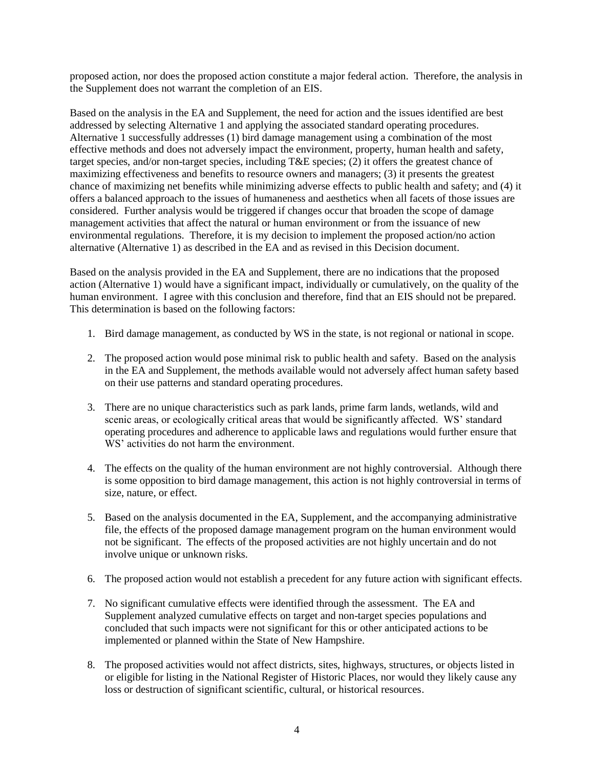proposed action, nor does the proposed action constitute a major federal action. Therefore, the analysis in the Supplement does not warrant the completion of an EIS.

Based on the analysis in the EA and Supplement, the need for action and the issues identified are best addressed by selecting Alternative 1 and applying the associated standard operating procedures. Alternative 1 successfully addresses (1) bird damage management using a combination of the most effective methods and does not adversely impact the environment, property, human health and safety, target species, and/or non-target species, including T&E species; (2) it offers the greatest chance of maximizing effectiveness and benefits to resource owners and managers; (3) it presents the greatest chance of maximizing net benefits while minimizing adverse effects to public health and safety; and (4) it offers a balanced approach to the issues of humaneness and aesthetics when all facets of those issues are considered. Further analysis would be triggered if changes occur that broaden the scope of damage management activities that affect the natural or human environment or from the issuance of new environmental regulations. Therefore, it is my decision to implement the proposed action/no action alternative (Alternative 1) as described in the EA and as revised in this Decision document.

Based on the analysis provided in the EA and Supplement, there are no indications that the proposed action (Alternative 1) would have a significant impact, individually or cumulatively, on the quality of the human environment. I agree with this conclusion and therefore, find that an EIS should not be prepared. This determination is based on the following factors:

1. Bird damage management, as conducted by WS in the state, is not regional or national in scope.

2. The proposed action would pose minimal risk to public health and safety. Based on the analysis in the EA and Supplement, the methods available would not adversely affect human safety based on their use patterns and standard operating procedures.

3. There are no unique characteristics such as park lands, prime farm lands, wetlands, wild and scenic areas, or ecologically critical areas that would be significantly affected. WS' standard operating procedures and adherence to applicable laws and regulations would further ensure that WS' activities do not harm the environment.

4. The effects on the quality of the human environment are not highly controversial. Although there is some opposition to bird damage management, this action is not highly controversial in terms of size, nature, or effect.

5. Based on the analysis documented in the EA, Supplement, and the accompanying administrative file, the effects of the proposed damage management program on the human environment would not be significant. The effects of the proposed activities are not highly uncertain and do not involve unique or unknown risks.

6. The proposed action would not establish a precedent for any future action with significant effects.

7. No significant cumulative effects were identified through the assessment. The EA and Supplement analyzed cumulative effects on target and non-target species populations and concluded that such impacts were not significant for this or other anticipated actions to be implemented or planned within the State of New Hampshire.

8. The proposed activities would not affect districts, sites, highways, structures, or objects listed in or eligible for listing in the National Register of Historic Places, nor would they likely cause any loss or destruction of significant scientific, cultural, or historical resources.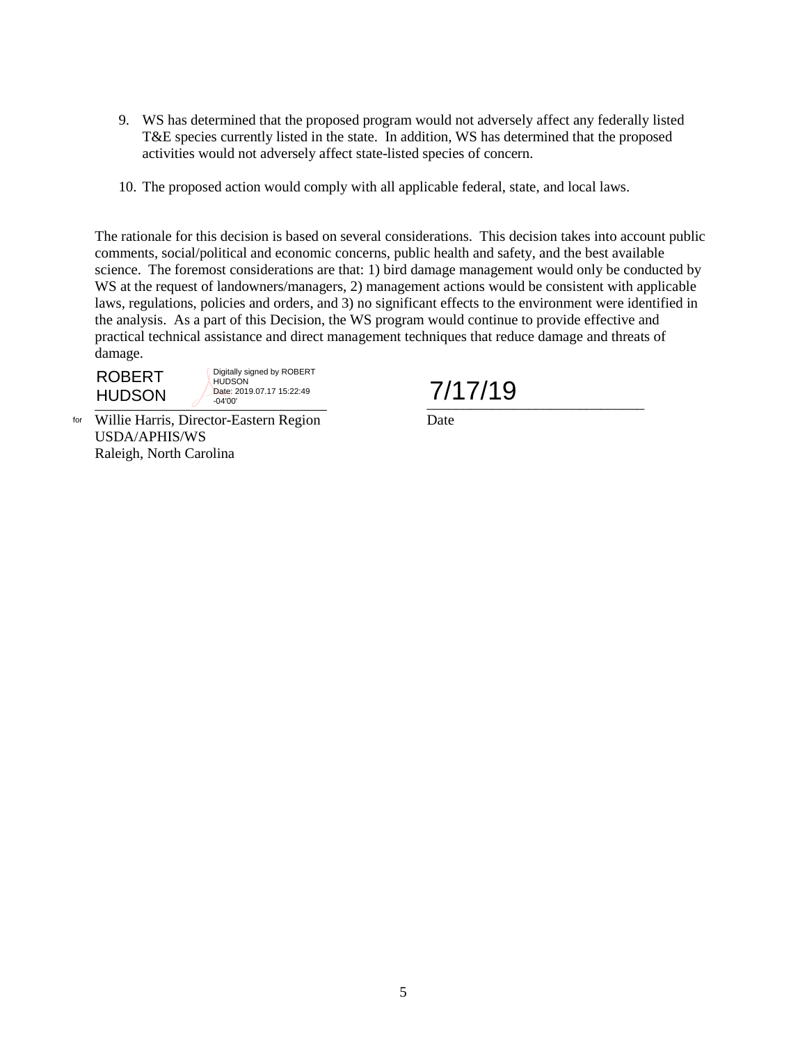9. WS has determined that the proposed program would not adversely affect any federally listed T&E species currently listed in the state. In addition, WS has determined that the proposed activities would not adversely affect state-listed species of concern.

10. The proposed action would comply with all applicable federal, state, and local laws.

The rationale for this decision is based on several considerations. This decision takes into account public comments, social/political and economic concerns, public health and safety, and the best available science. The foremost considerations are that: 1) bird damage management would only be conducted by WS at the request of landowners/managers, 2) management actions would be consistent with applicable laws, regulations, policies and orders, and 3) no significant effects to the environment were identified in the analysis. As a part of this Decision, the WS program would continue to provide effective and practical technical assistance and direct management techniques that reduce damage and threats of damage.

ROBERT HUDSON — Digitally signed by ROBERT HUDSON Date: 2019.07.17 15:22:49 -04'00'

for Willie Harris, Director-Eastern Region
USDA/APHIS/WS
Raleigh, North Carolina

7/17/19
Date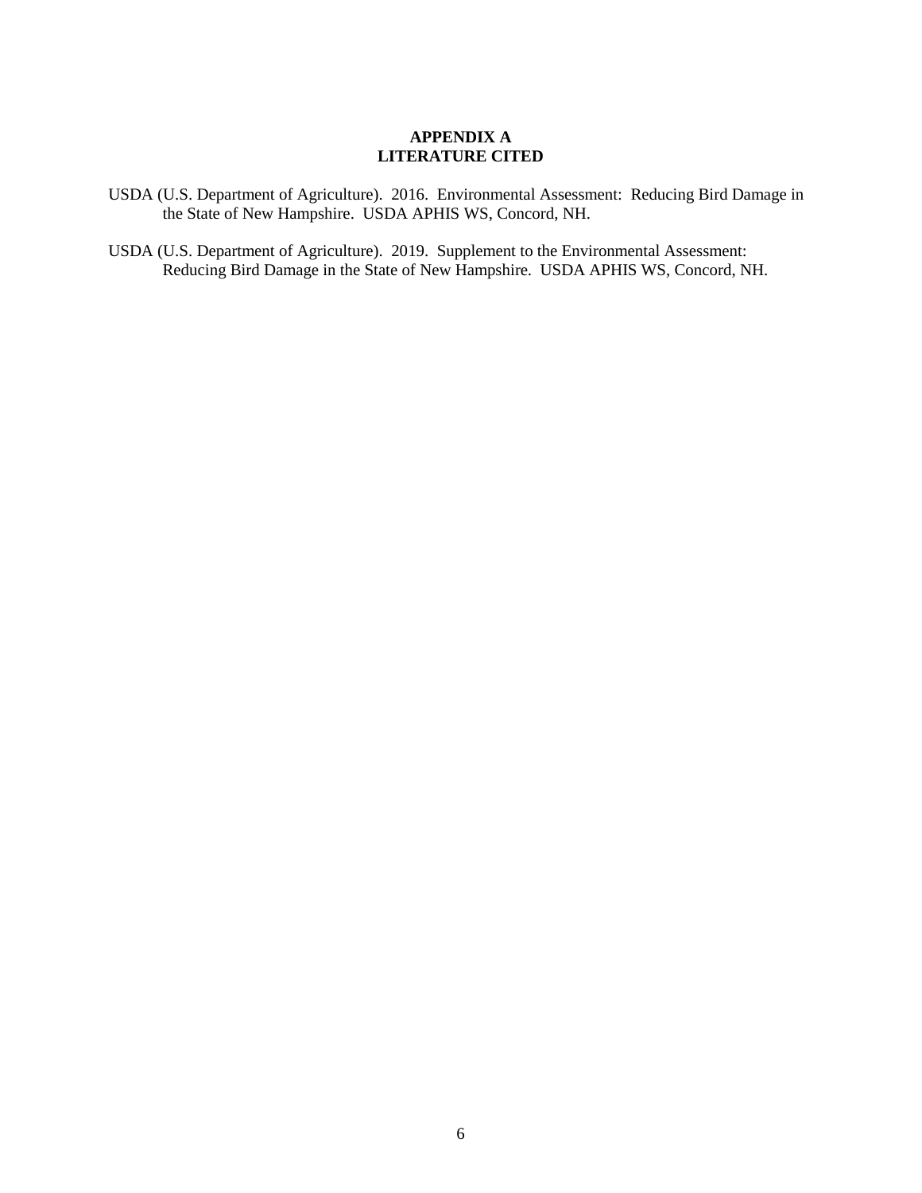# APPENDIX A
# LITERATURE CITED

USDA (U.S. Department of Agriculture). 2016. Environmental Assessment: Reducing Bird Damage in the State of New Hampshire. USDA APHIS WS, Concord, NH.

USDA (U.S. Department of Agriculture). 2019. Supplement to the Environmental Assessment: Reducing Bird Damage in the State of New Hampshire. USDA APHIS WS, Concord, NH.